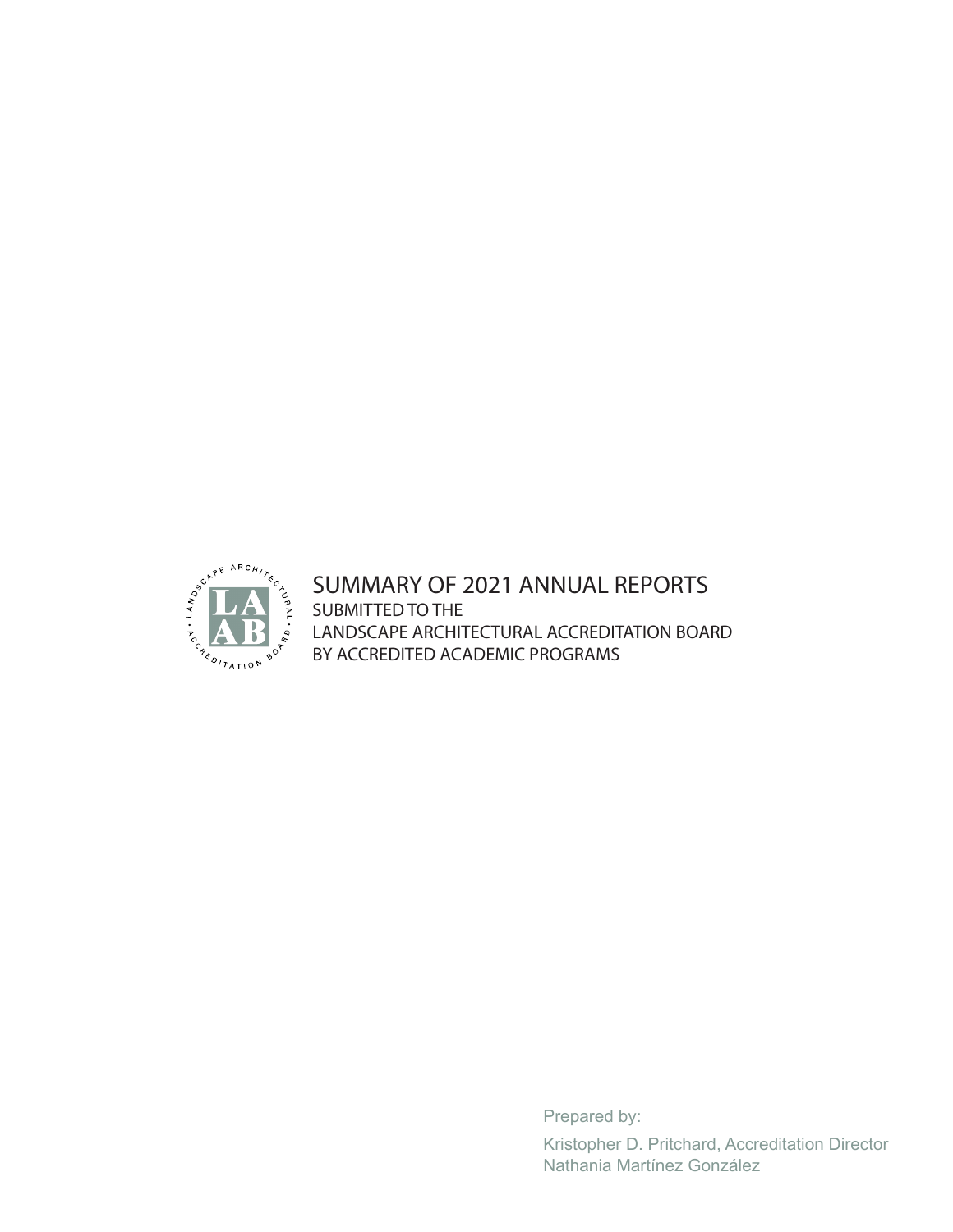# SUMMARY OF 2021 ANNUAL REPORTS

SUBMITTED TO THE
LANDSCAPE ARCHITECTURAL ACCREDITATION BOARD
BY ACCREDITED ACADEMIC PROGRAMS

Prepared by:

Kristopher D. Pritchard, Accreditation Director
Nathania Martínez González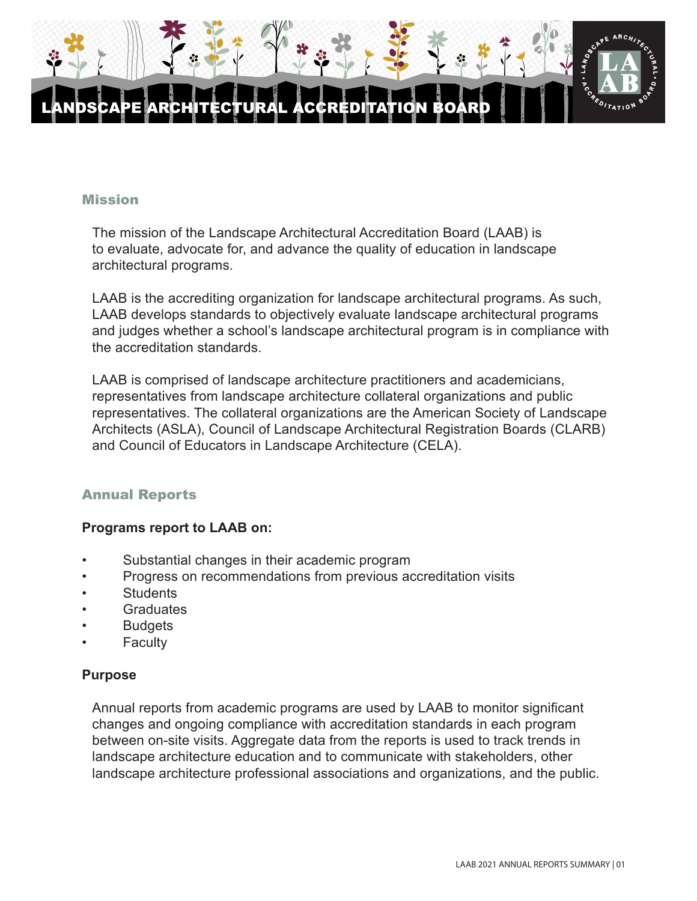# LANDSCAPE ARCHITECTURAL ACCREDITATION BOARD

## Mission

The mission of the Landscape Architectural Accreditation Board (LAAB) is to evaluate, advocate for, and advance the quality of education in landscape architectural programs.

LAAB is the accrediting organization for landscape architectural programs. As such, LAAB develops standards to objectively evaluate landscape architectural programs and judges whether a school's landscape architectural program is in compliance with the accreditation standards.

LAAB is comprised of landscape architecture practitioners and academicians, representatives from landscape architecture collateral organizations and public representatives. The collateral organizations are the American Society of Landscape Architects (ASLA), Council of Landscape Architectural Registration Boards (CLARB) and Council of Educators in Landscape Architecture (CELA).

## Annual Reports

**Programs report to LAAB on:**

- Substantial changes in their academic program
- Progress on recommendations from previous accreditation visits
- Students
- Graduates
- Budgets
- Faculty

**Purpose**

Annual reports from academic programs are used by LAAB to monitor significant changes and ongoing compliance with accreditation standards in each program between on-site visits. Aggregate data from the reports is used to track trends in landscape architecture education and to communicate with stakeholders, other landscape architecture professional associations and organizations, and the public.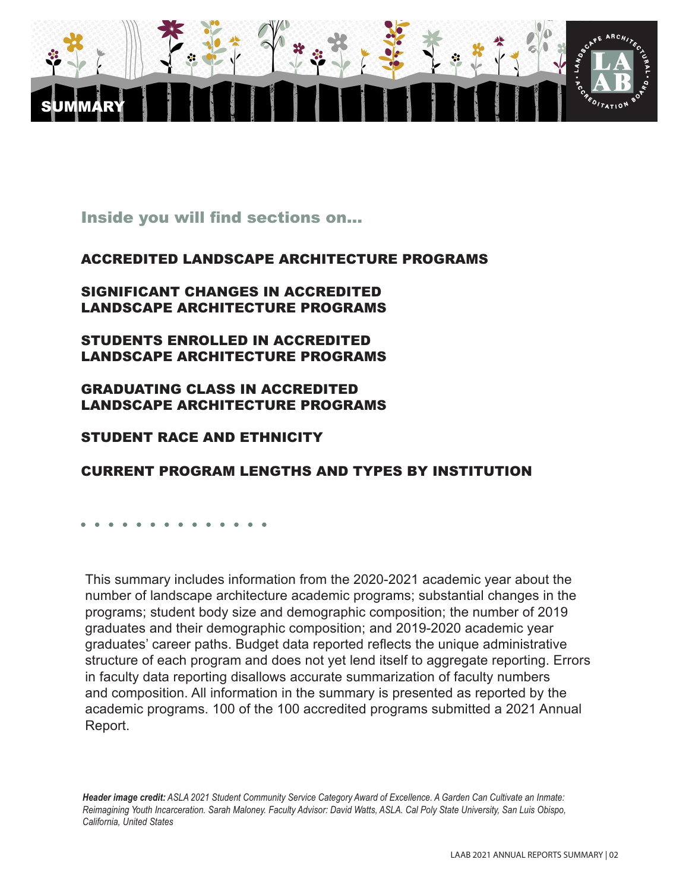# SUMMARY

## Inside you will find sections on...

**ACCREDITED LANDSCAPE ARCHITECTURE PROGRAMS**

**SIGNIFICANT CHANGES IN ACCREDITED LANDSCAPE ARCHITECTURE PROGRAMS**

**STUDENTS ENROLLED IN ACCREDITED LANDSCAPE ARCHITECTURE PROGRAMS**

**GRADUATING CLASS IN ACCREDITED LANDSCAPE ARCHITECTURE PROGRAMS**

**STUDENT RACE AND ETHNICITY**

**CURRENT PROGRAM LENGTHS AND TYPES BY INSTITUTION**

This summary includes information from the 2020-2021 academic year about the number of landscape architecture academic programs; substantial changes in the programs; student body size and demographic composition; the number of 2019 graduates and their demographic composition; and 2019-2020 academic year graduates' career paths. Budget data reported reflects the unique administrative structure of each program and does not yet lend itself to aggregate reporting. Errors in faculty data reporting disallows accurate summarization of faculty numbers and composition. All information in the summary is presented as reported by the academic programs. 100 of the 100 accredited programs submitted a 2021 Annual Report.

***Header image credit:*** *ASLA 2021 Student Community Service Category Award of Excellence. A Garden Can Cultivate an Inmate: Reimagining Youth Incarceration. Sarah Maloney. Faculty Advisor: David Watts, ASLA. Cal Poly State University, San Luis Obispo, California, United States*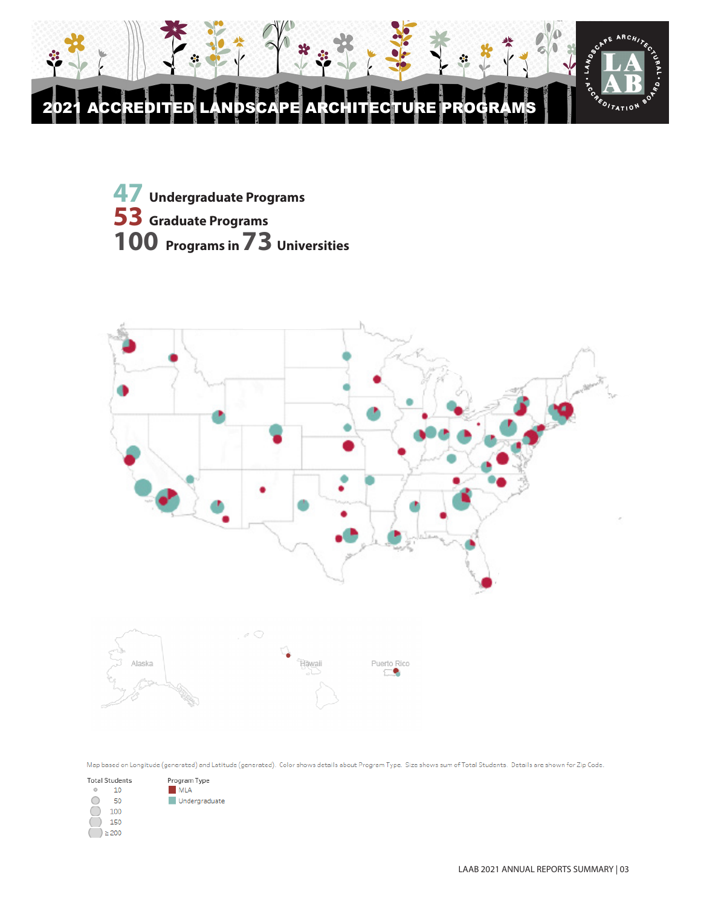# 2021 ACCREDITED LANDSCAPE ARCHITECTURE PROGRAMS

**47** Undergraduate Programs
**53** Graduate Programs
**100** Programs in **73** Universities

Alaska
Hawaii
Puerto Rico

Map based on Longitude (generated) and Latitude (generated). Color shows details about Program Type. Size shows sum of Total Students. Details are shown for Zip Code.

Total Students
- 10
- 50
- 100
- 150
- ≥ 200

Program Type
- MLA
- Undergraduate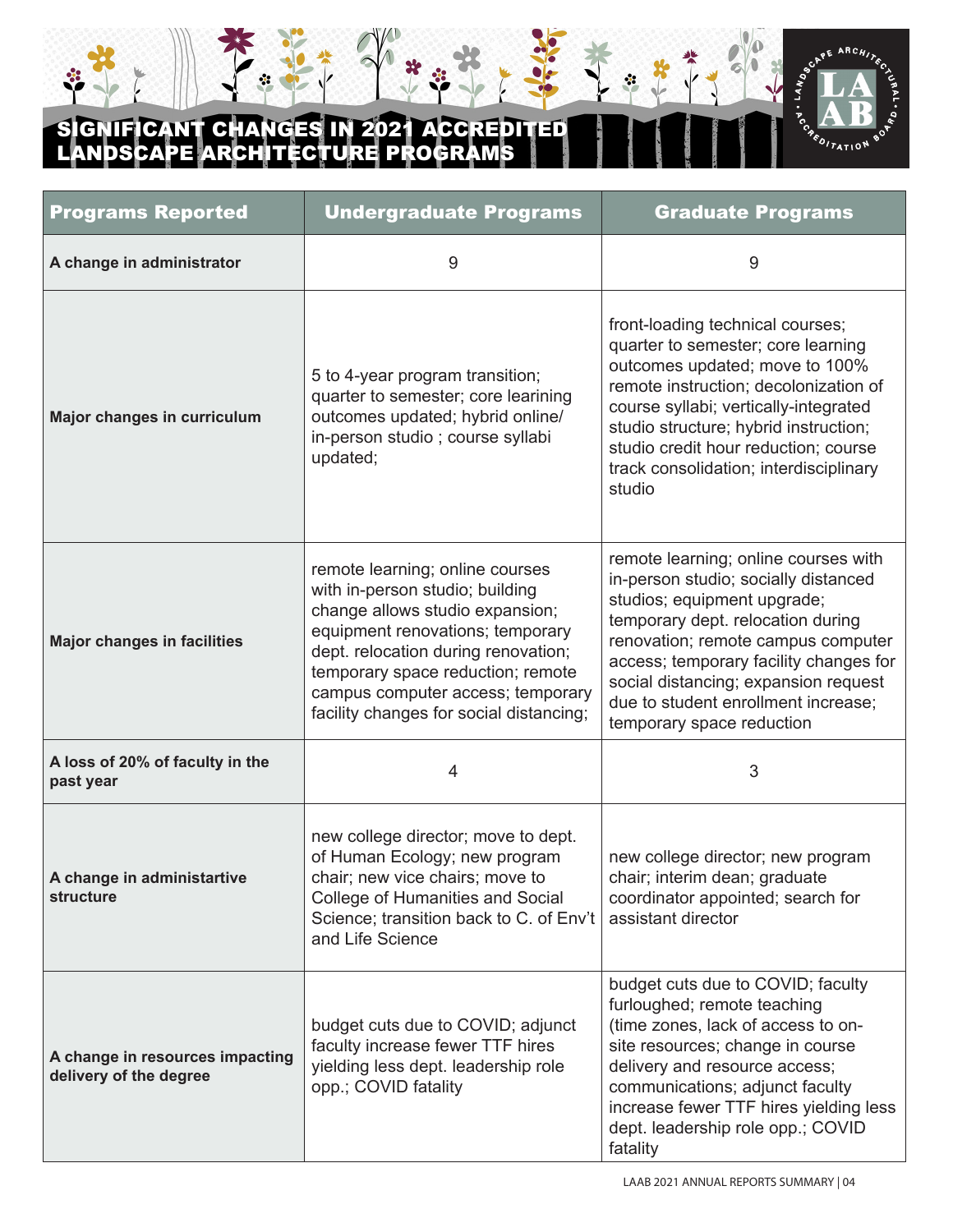# SIGNIFICANT CHANGES IN 2021 ACCREDITED LANDSCAPE ARCHITECTURE PROGRAMS

| Programs Reported | Undergraduate Programs | Graduate Programs |
|---|---|---|
| **A change in administrator** | 9 | 9 |
| **Major changes in curriculum** | 5 to 4-year program transition; quarter to semester; core learining outcomes updated; hybrid online/ in-person studio ; course syllabi updated; | front-loading technical courses; quarter to semester; core learning outcomes updated; move to 100% remote instruction; decolonization of course syllabi; vertically-integrated studio structure; hybrid instruction; studio credit hour reduction; course track consolidation; interdisciplinary studio |
| **Major changes in facilities** | remote learning; online courses with in-person studio; building change allows studio expansion; equipment renovations; temporary dept. relocation during renovation; temporary space reduction; remote campus computer access; temporary facility changes for social distancing; | remote learning; online courses with in-person studio; socially distanced studios; equipment upgrade; temporary dept. relocation during renovation; remote campus computer access; temporary facility changes for social distancing; expansion request due to student enrollment increase; temporary space reduction |
| **A loss of 20% of faculty in the past year** | 4 | 3 |
| **A change in administartive structure** | new college director; move to dept. of Human Ecology; new program chair; new vice chairs; move to College of Humanities and Social Science; transition back to C. of Env't and Life Science | new college director; new program chair; interim dean; graduate coordinator appointed; search for assistant director |
| **A change in resources impacting delivery of the degree** | budget cuts due to COVID; adjunct faculty increase fewer TTF hires yielding less dept. leadership role opp.; COVID fatality | budget cuts due to COVID; faculty furloughed; remote teaching (time zones, lack of access to on-site resources; change in course delivery and resource access; communications; adjunct faculty increase fewer TTF hires yielding less dept. leadership role opp.; COVID fatality |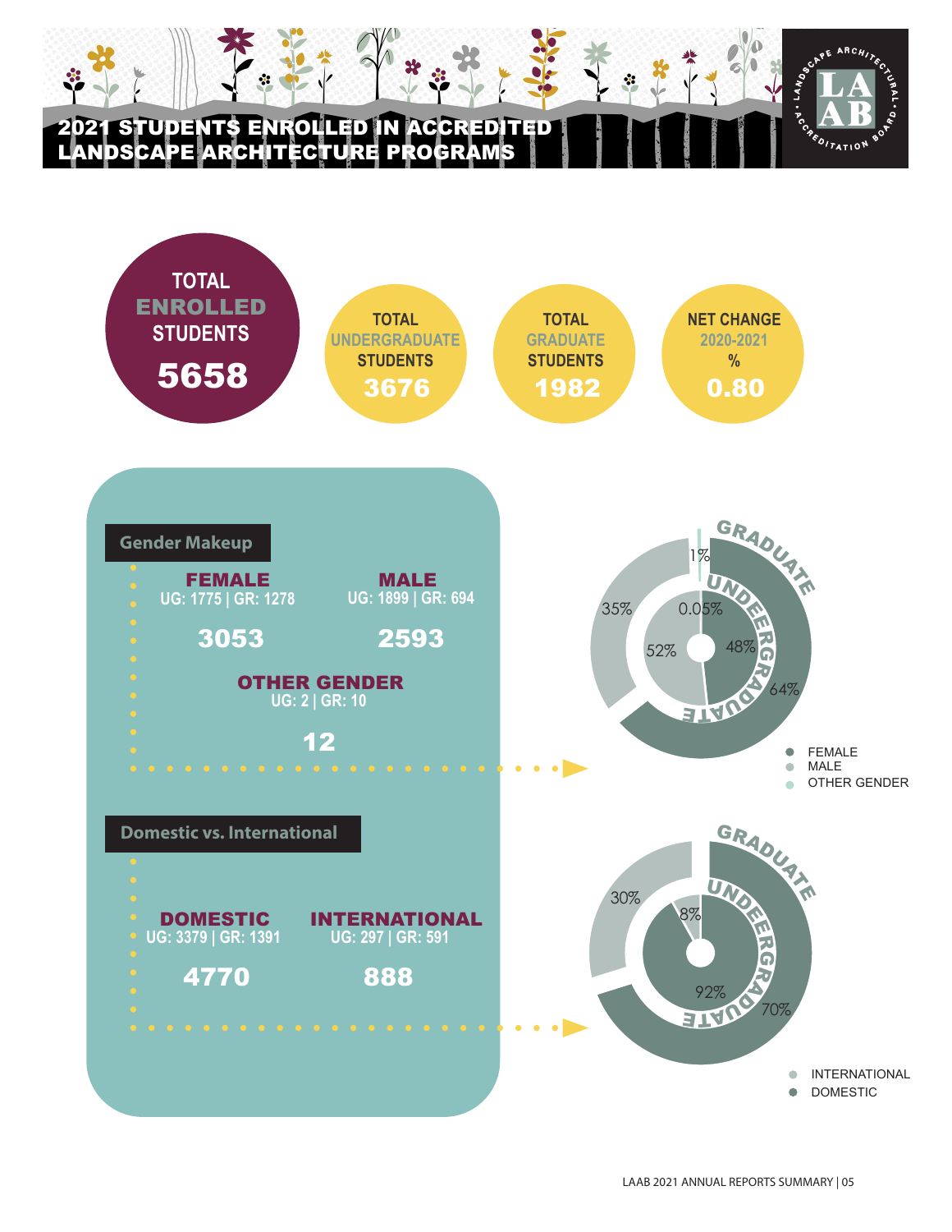# 2021 STUDENTS ENROLLED IN ACCREDITED LANDSCAPE ARCHITECTURE PROGRAMS

**TOTAL ENROLLED STUDENTS**
**5658**

**TOTAL UNDERGRADUATE STUDENTS**
**3676**

**TOTAL GRADUATE STUDENTS**
**1982**

**NET CHANGE 2020-2021 %**
**0.80**

## Gender Makeup

**FEMALE**
UG: 1775 | GR: 1278
**3053**

**MALE**
UG: 1899 | GR: 694
**2593**

**OTHER GENDER**
UG: 2 | GR: 10
**12**

GRADUATE: 64% (Female), 35% (Male), 1% (Other Gender)

UNDERGRADUATE: 48% (Female), 52% (Male), 0.05% (Other Gender)

- FEMALE
- MALE
- OTHER GENDER

## Domestic vs. International

**DOMESTIC**
UG: 3379 | GR: 1391
**4770**

**INTERNATIONAL**
UG: 297 | GR: 591
**888**

GRADUATE: 70% (Domestic), 30% (International)

UNDERGRADUATE: 92% (Domestic), 8% (International)

- INTERNATIONAL
- DOMESTIC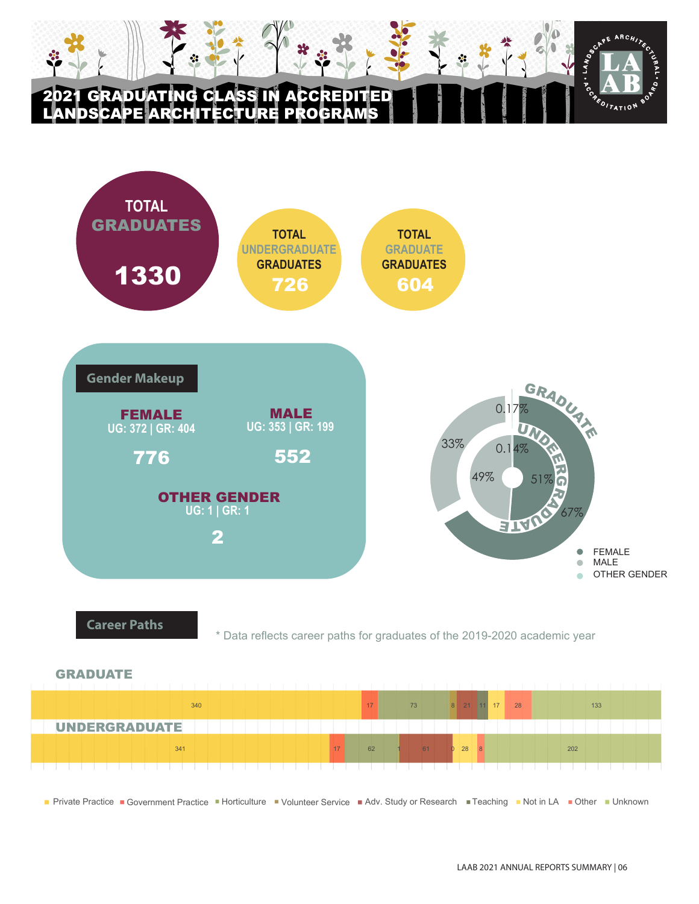# 2021 GRADUATING CLASS IN ACCREDITED LANDSCAPE ARCHITECTURE PROGRAMS

**TOTAL GRADUATES**
**1330**

**TOTAL UNDERGRADUATE GRADUATES**
**726**

**TOTAL GRADUATE GRADUATES**
**604**

## Gender Makeup

**FEMALE**
UG: 372 | GR: 404
**776**

**MALE**
UG: 353 | GR: 199
**552**

**OTHER GENDER**
UG: 1 | GR: 1
**2**

| | Female | Male | Other Gender |
|---|---|---|---|
| Graduate | 67% | 33% | 0.17% |
| Undergraduate | 51% | 49% | 0.14% |

## Career Paths

\* Data reflects career paths for graduates of the 2019-2020 academic year

| | Private Practice | Government Practice | Horticulture | Volunteer Service | Adv. Study or Research | Teaching | Not in LA | Other | Unknown |
|---|---|---|---|---|---|---|---|---|---|
| GRADUATE | 340 | 17 | 73 | 8 | 21 | 11 | 17 | 28 | 133 |
| UNDERGRADUATE | 341 | 17 | 62 | 1 | 61 | 0 | 28 | 8 | 202 |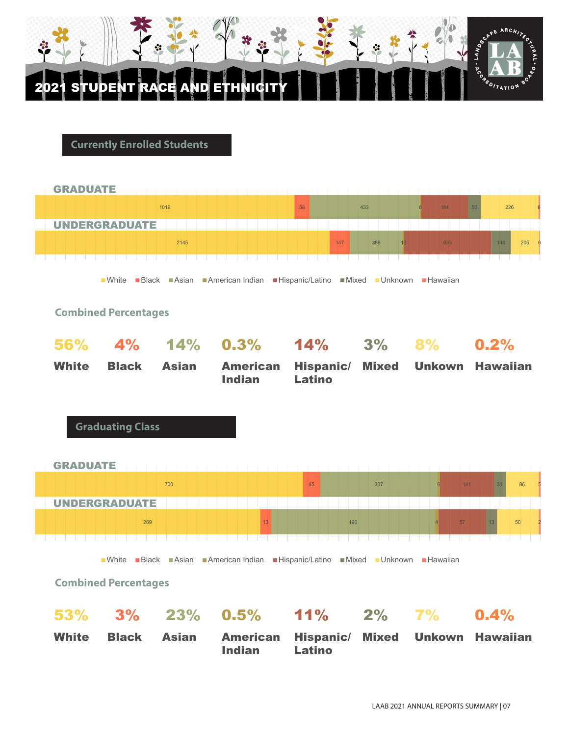# 2021 STUDENT RACE AND ETHNICITY

## Currently Enrolled Students

| | White | Black | Asian | American Indian | Hispanic/Latino | Mixed | Unknown | Hawaiian |
|---|---|---|---|---|---|---|---|---|
| GRADUATE | 1019 | 58 | 433 | 6 | 184 | 50 | 226 | 6 |
| UNDERGRADUATE | 2145 | 147 | 386 | 10 | 633 | 144 | 205 | 6 |

### Combined Percentages

| 56% | 4% | 14% | 0.3% | 14% | 3% | 8% | 0.2% |
|---|---|---|---|---|---|---|---|
| White | Black | Asian | American Indian | Hispanic/ Latino | Mixed | Unkown | Hawaiian |

## Graduating Class

| | White | Black | Asian | American Indian | Hispanic/Latino | Mixed | Unknown | Hawaiian |
|---|---|---|---|---|---|---|---|---|
| GRADUATE | 700 | 45 | 307 | 6 | 141 | 31 | 86 | 5 |
| UNDERGRADUATE | 269 | 13 | 196 | 4 | 57 | 13 | 50 | 2 |

### Combined Percentages

| 53% | 3% | 23% | 0.5% | 11% | 2% | 7% | 0.4% |
|---|---|---|---|---|---|---|---|
| White | Black | Asian | American Indian | Hispanic/ Latino | Mixed | Unkown | Hawaiian |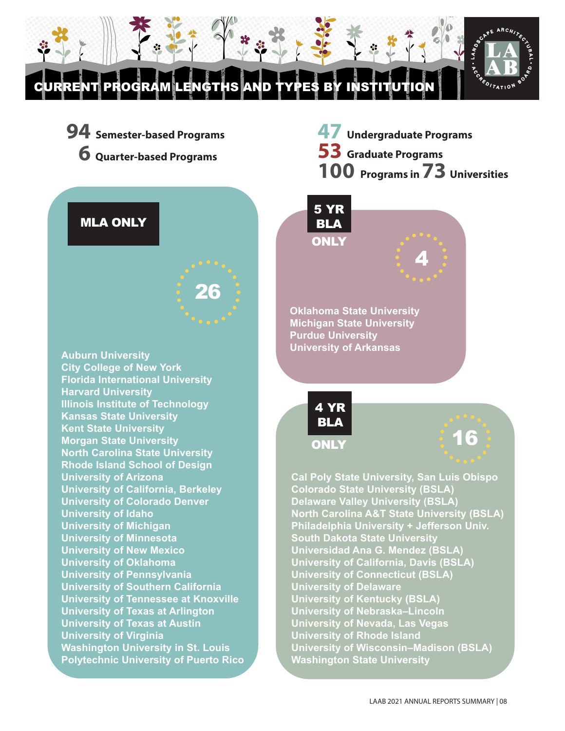# CURRENT PROGRAM LENGTHS AND TYPES BY INSTITUTION

**94** Semester-based Programs
**6** Quarter-based Programs

**47** Undergraduate Programs
**53** Graduate Programs
**100** Programs in **73** Universities

## MLA ONLY

**26**

- Auburn University
- City College of New York
- Florida International University
- Harvard University
- Illinois Institute of Technology
- Kansas State University
- Kent State University
- Morgan State University
- North Carolina State University
- Rhode Island School of Design
- University of Arizona
- University of California, Berkeley
- University of Colorado Denver
- University of Idaho
- University of Michigan
- University of Minnesota
- University of New Mexico
- University of Oklahoma
- University of Pennsylvania
- University of Southern California
- University of Tennessee at Knoxville
- University of Texas at Arlington
- University of Texas at Austin
- University of Virginia
- Washington University in St. Louis
- Polytechnic University of Puerto Rico

## 5 YR BLA ONLY

**4**

- Oklahoma State University
- Michigan State University
- Purdue University
- University of Arkansas

## 4 YR BLA ONLY

**16**

- Cal Poly State University, San Luis Obispo
- Colorado State University (BSLA)
- Delaware Valley University (BSLA)
- North Carolina A&T State University (BSLA)
- Philadelphia University + Jefferson Univ.
- South Dakota State University
- Universidad Ana G. Mendez (BSLA)
- University of California, Davis (BSLA)
- University of Connecticut (BSLA)
- University of Delaware
- University of Kentucky (BSLA)
- University of Nebraska–Lincoln
- University of Nevada, Las Vegas
- University of Rhode Island
- University of Wisconsin–Madison (BSLA)
- Washington State University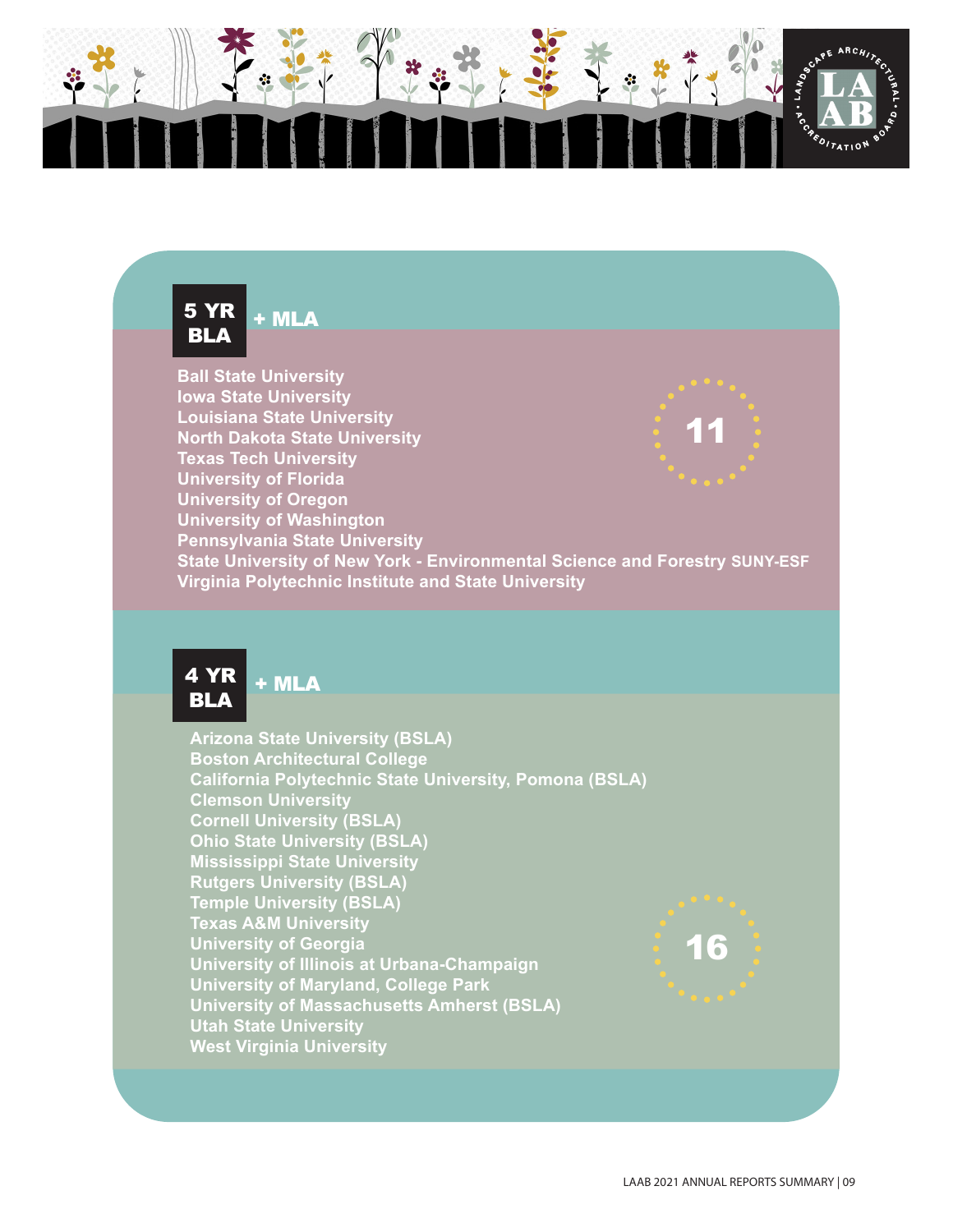## 5 YR BLA + MLA

**11**

- Ball State University
- Iowa State University
- Louisiana State University
- North Dakota State University
- Texas Tech University
- University of Florida
- University of Oregon
- University of Washington
- Pennsylvania State University
- State University of New York - Environmental Science and Forestry SUNY-ESF
- Virginia Polytechnic Institute and State University

## 4 YR BLA + MLA

**16**

- Arizona State University (BSLA)
- Boston Architectural College
- California Polytechnic State University, Pomona (BSLA)
- Clemson University
- Cornell University (BSLA)
- Ohio State University (BSLA)
- Mississippi State University
- Rutgers University (BSLA)
- Temple University (BSLA)
- Texas A&M University
- University of Georgia
- University of Illinois at Urbana-Champaign
- University of Maryland, College Park
- University of Massachusetts Amherst (BSLA)
- Utah State University
- West Virginia University